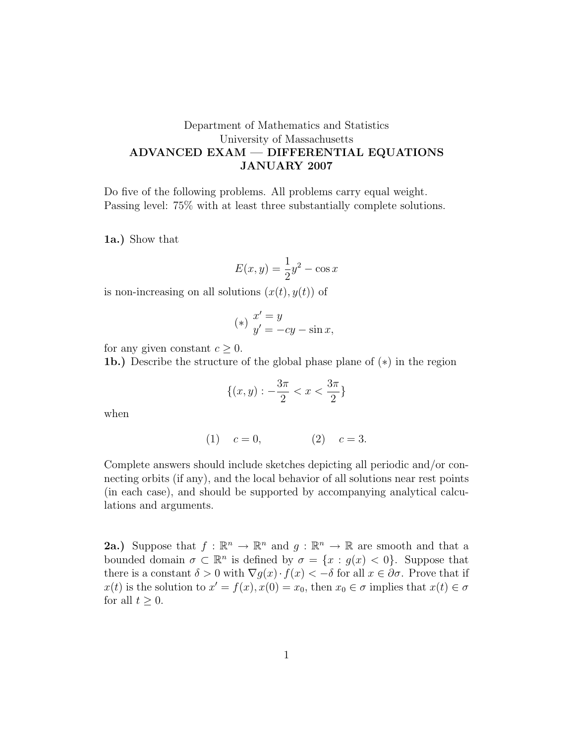Department of Mathematics and Statistics
University of Massachusetts
**ADVANCED EXAM — DIFFERENTIAL EQUATIONS**
**JANUARY 2007**

Do five of the following problems. All problems carry equal weight.
Passing level: 75% with at least three substantially complete solutions.

**1a.)** Show that

$$E(x,y) = \frac{1}{2}y^2 - \cos x$$

is non-increasing on all solutions $(x(t), y(t))$ of

$$(*) \begin{array}{l} x' = y \\ y' = -cy - \sin x, \end{array}$$

for any given constant $c \geq 0$.

**1b.)** Describe the structure of the global phase plane of $(*)$ in the region

$$\{(x,y) : -\frac{3\pi}{2} < x < \frac{3\pi}{2}\}$$

when

$$(1) \quad c = 0, \qquad\qquad (2) \quad c = 3.$$

Complete answers should include sketches depicting all periodic and/or connecting orbits (if any), and the local behavior of all solutions near rest points (in each case), and should be supported by accompanying analytical calculations and arguments.

**2a.)** Suppose that $f : \mathbb{R}^n \to \mathbb{R}^n$ and $g : \mathbb{R}^n \to \mathbb{R}$ are smooth and that a bounded domain $\sigma \subset \mathbb{R}^n$ is defined by $\sigma = \{x : g(x) < 0\}$. Suppose that there is a constant $\delta > 0$ with $\nabla g(x) \cdot f(x) < -\delta$ for all $x \in \partial\sigma$. Prove that if $x(t)$ is the solution to $x' = f(x), x(0) = x_0$, then $x_0 \in \sigma$ implies that $x(t) \in \sigma$ for all $t \geq 0$.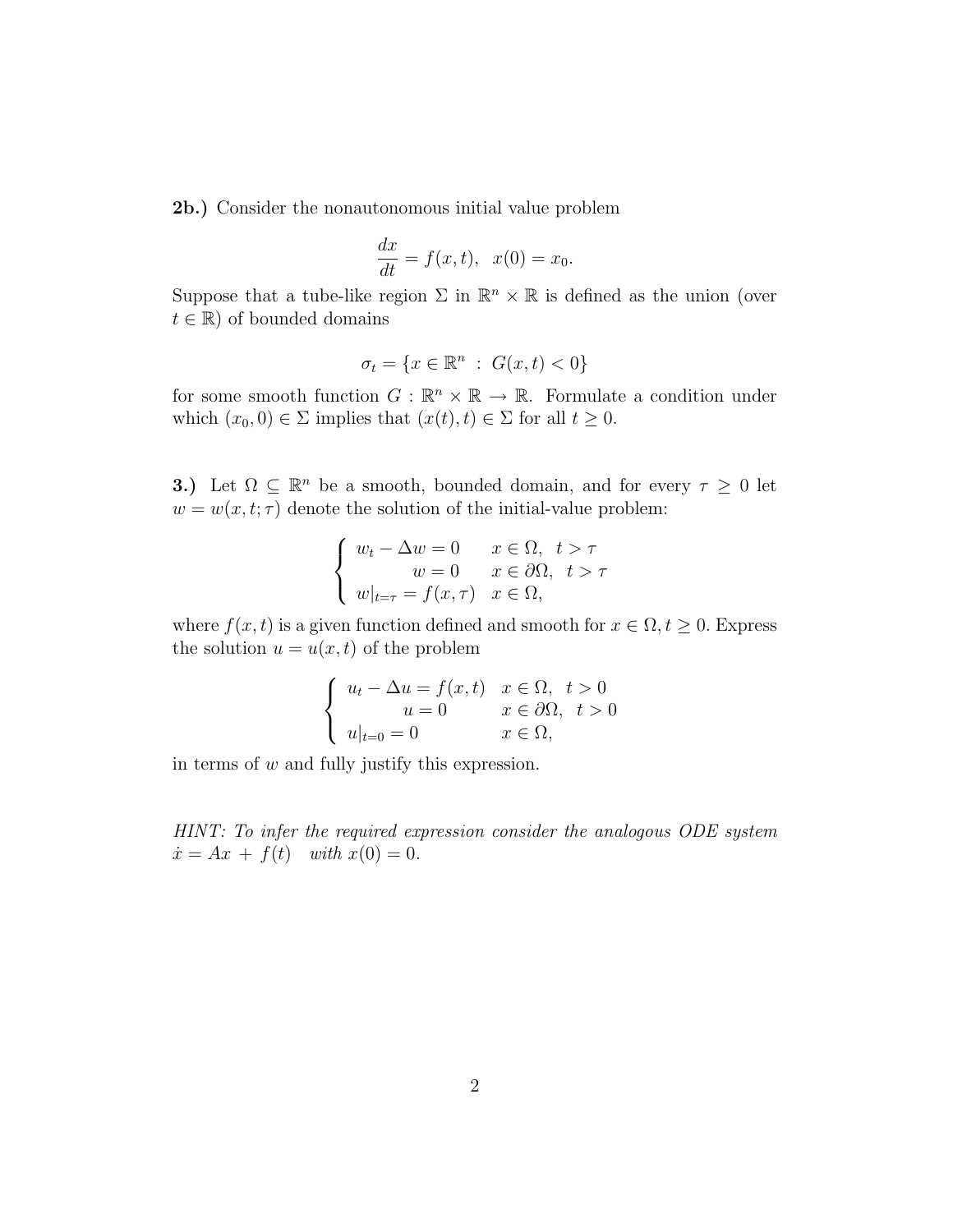**2b.)** Consider the nonautonomous initial value problem

$$\frac{dx}{dt} = f(x,t), \quad x(0) = x_0.$$

Suppose that a tube-like region $\Sigma$ in $\mathbb{R}^n \times \mathbb{R}$ is defined as the union (over $t \in \mathbb{R}$) of bounded domains

$$\sigma_t = \{x \in \mathbb{R}^n \ : \ G(x,t) < 0\}$$

for some smooth function $G : \mathbb{R}^n \times \mathbb{R} \to \mathbb{R}$. Formulate a condition under which $(x_0, 0) \in \Sigma$ implies that $(x(t), t) \in \Sigma$ for all $t \geq 0$.

**3.)** Let $\Omega \subseteq \mathbb{R}^n$ be a smooth, bounded domain, and for every $\tau \geq 0$ let $w = w(x, t; \tau)$ denote the solution of the initial-value problem:

$$\begin{cases} w_t - \Delta w = 0 & x \in \Omega, \ \ t > \tau \\ \qquad\quad w = 0 & x \in \partial\Omega, \ \ t > \tau \\ w|_{t=\tau} = f(x,\tau) & x \in \Omega, \end{cases}$$

where $f(x,t)$ is a given function defined and smooth for $x \in \Omega, t \geq 0$. Express the solution $u = u(x,t)$ of the problem

$$\begin{cases} u_t - \Delta u = f(x,t) & x \in \Omega, \ \ t > 0 \\ \qquad\quad u = 0 & x \in \partial\Omega, \ \ t > 0 \\ u|_{t=0} = 0 & x \in \Omega, \end{cases}$$

in terms of $w$ and fully justify this expression.

*HINT: To infer the required expression consider the analogous ODE system* $\dot{x} = Ax + f(t)$ *with* $x(0) = 0$.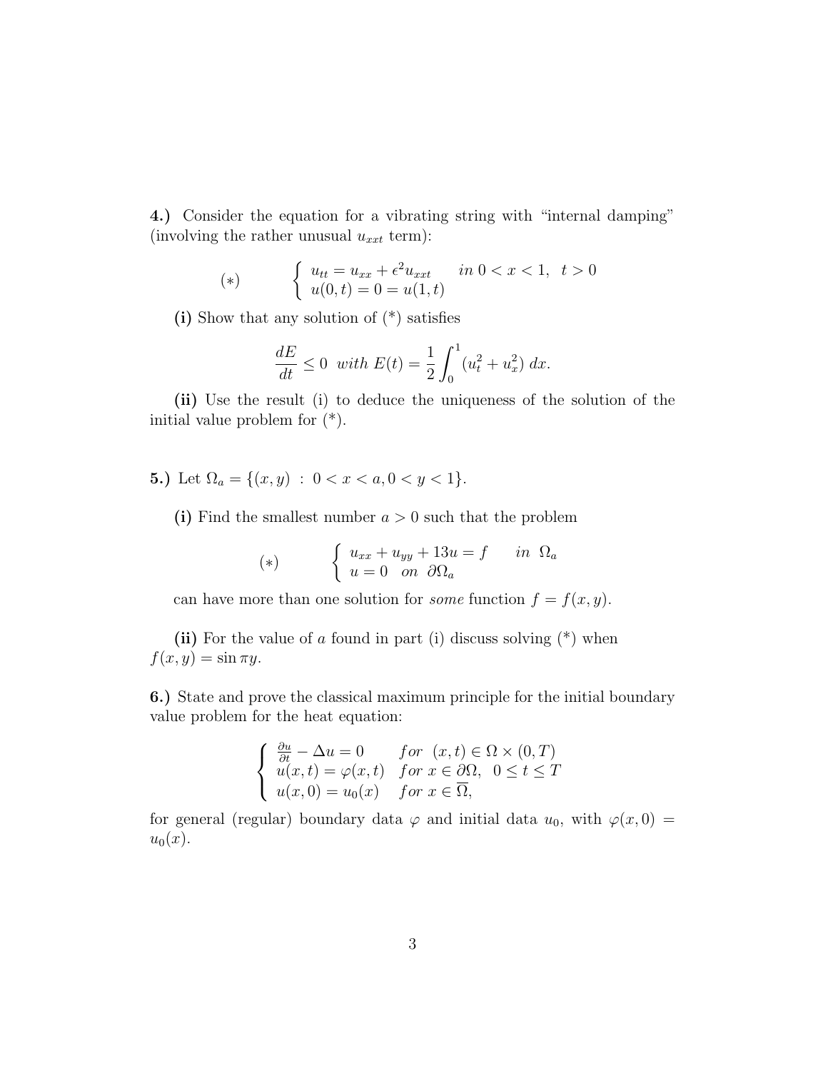**4.)** Consider the equation for a vibrating string with "internal damping" (involving the rather unusual $u_{xxt}$ term):

$$(*) \qquad \begin{cases} u_{tt} = u_{xx} + \epsilon^2 u_{xxt} & in\ 0 < x < 1,\ \ t > 0 \\ u(0,t) = 0 = u(1,t) \end{cases}$$

**(i)** Show that any solution of (*) satisfies

$$\frac{dE}{dt} \leq 0 \ \ with \ E(t) = \frac{1}{2}\int_0^1 (u_t^2 + u_x^2)\, dx.$$

**(ii)** Use the result (i) to deduce the uniqueness of the solution of the initial value problem for (*).

**5.)** Let $\Omega_a = \{(x,y)\ :\ 0 < x < a, 0 < y < 1\}$.

**(i)** Find the smallest number $a > 0$ such that the problem

$$(*) \qquad \begin{cases} u_{xx} + u_{yy} + 13u = f & in\ \ \Omega_a \\ u = 0 \ \ on\ \ \partial\Omega_a \end{cases}$$

can have more than one solution for *some* function $f = f(x,y)$.

**(ii)** For the value of $a$ found in part (i) discuss solving (*) when $f(x,y) = \sin \pi y$.

**6.)** State and prove the classical maximum principle for the initial boundary value problem for the heat equation:

$$\begin{cases} \frac{\partial u}{\partial t} - \Delta u = 0 & for\ \ (x,t) \in \Omega \times (0,T) \\ u(x,t) = \varphi(x,t) & for\ x \in \partial\Omega,\ \ 0 \leq t \leq T \\ u(x,0) = u_0(x) & for\ x \in \overline{\Omega}, \end{cases}$$

for general (regular) boundary data $\varphi$ and initial data $u_0$, with $\varphi(x,0) = u_0(x)$.